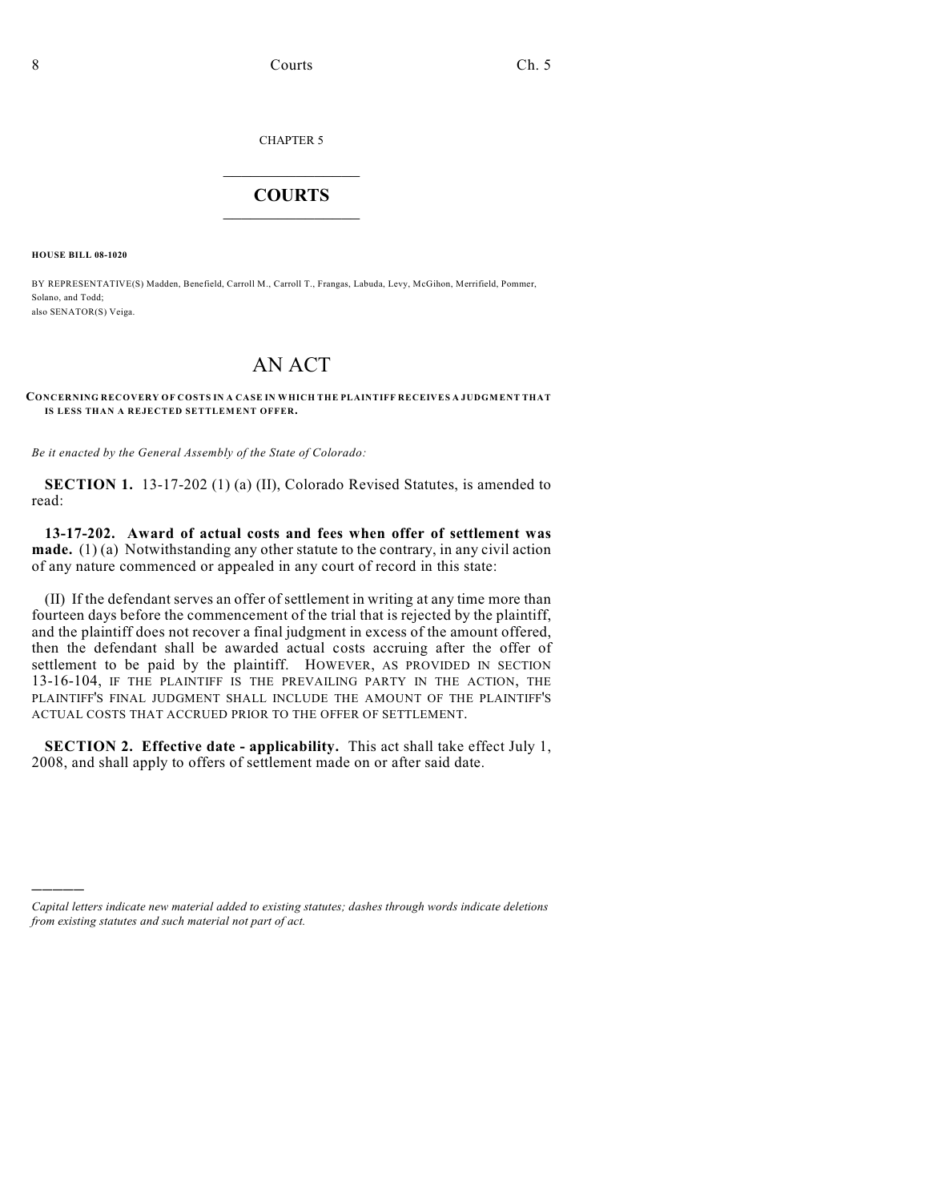CHAPTER 5

# COURTS

**HOUSE BILL 08-1020**

BY REPRESENTATIVE(S) Madden, Benefield, Carroll M., Carroll T., Frangas, Labuda, Levy, McGihon, Merrifield, Pommer, Solano, and Todd;
also SENATOR(S) Veiga.

## AN ACT

**CONCERNING RECOVERY OF COSTS IN A CASE IN WHICH THE PLAINTIFF RECEIVES A JUDGMENT THAT IS LESS THAN A REJECTED SETTLEMENT OFFER.**

*Be it enacted by the General Assembly of the State of Colorado:*

**SECTION 1.** 13-17-202 (1) (a) (II), Colorado Revised Statutes, is amended to read:

**13-17-202. Award of actual costs and fees when offer of settlement was made.** (1) (a) Notwithstanding any other statute to the contrary, in any civil action of any nature commenced or appealed in any court of record in this state:

(II) If the defendant serves an offer of settlement in writing at any time more than fourteen days before the commencement of the trial that is rejected by the plaintiff, and the plaintiff does not recover a final judgment in excess of the amount offered, then the defendant shall be awarded actual costs accruing after the offer of settlement to be paid by the plaintiff. HOWEVER, AS PROVIDED IN SECTION 13-16-104, IF THE PLAINTIFF IS THE PREVAILING PARTY IN THE ACTION, THE PLAINTIFF'S FINAL JUDGMENT SHALL INCLUDE THE AMOUNT OF THE PLAINTIFF'S ACTUAL COSTS THAT ACCRUED PRIOR TO THE OFFER OF SETTLEMENT.

**SECTION 2. Effective date - applicability.** This act shall take effect July 1, 2008, and shall apply to offers of settlement made on or after said date.

---

*Capital letters indicate new material added to existing statutes; dashes through words indicate deletions from existing statutes and such material not part of act.*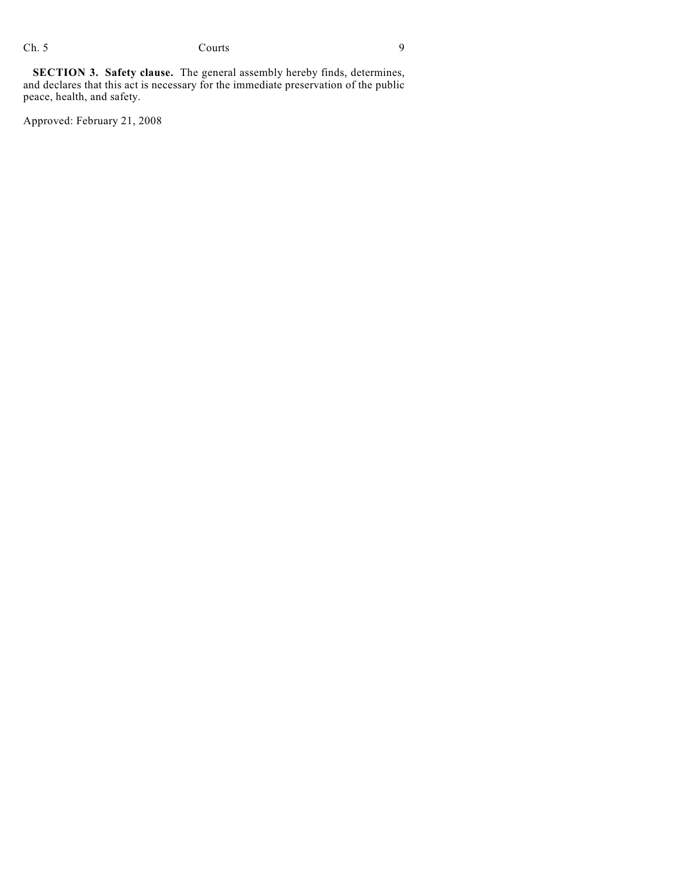**SECTION 3. Safety clause.** The general assembly hereby finds, determines, and declares that this act is necessary for the immediate preservation of the public peace, health, and safety.

Approved: February 21, 2008